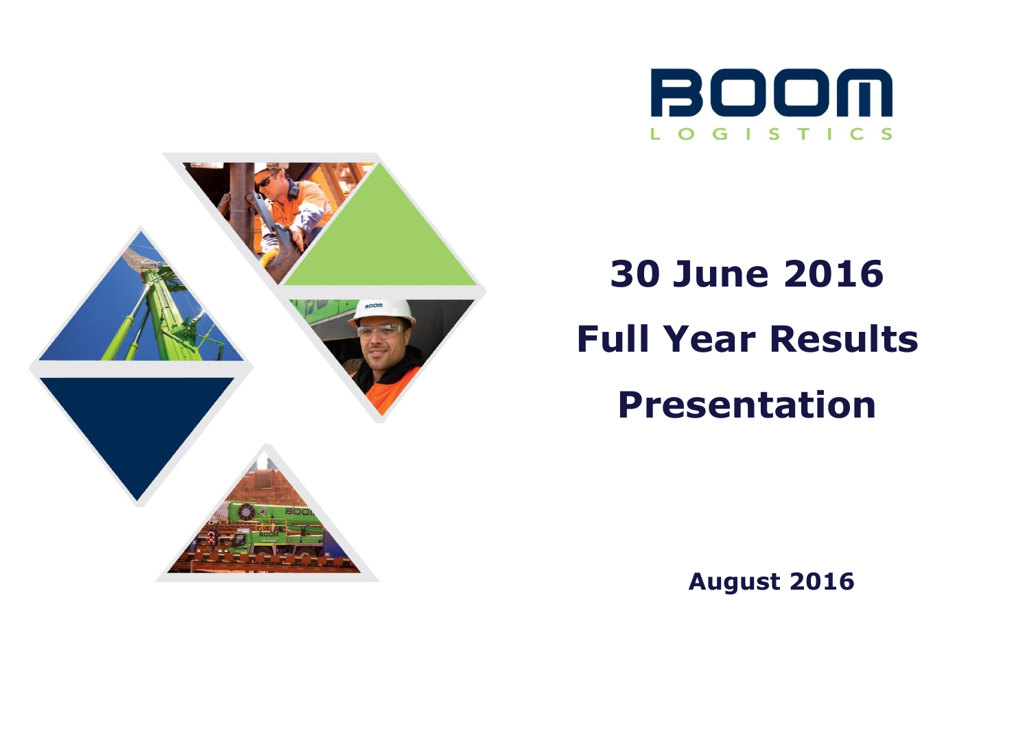BOOM LOGISTICS

# 30 June 2016 Full Year Results Presentation

**August 2016**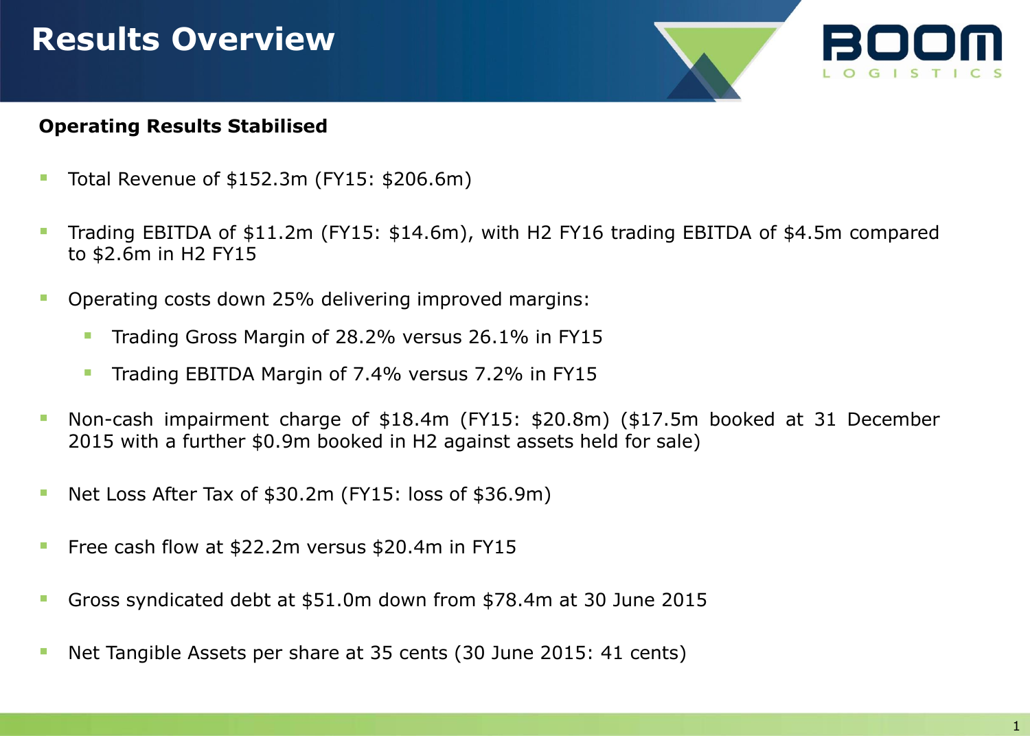# Results Overview

**Operating Results Stabilised**

- Total Revenue of $152.3m (FY15: $206.6m)
- Trading EBITDA of $11.2m (FY15: $14.6m), with H2 FY16 trading EBITDA of $4.5m compared to $2.6m in H2 FY15
- Operating costs down 25% delivering improved margins:
  - Trading Gross Margin of 28.2% versus 26.1% in FY15
  - Trading EBITDA Margin of 7.4% versus 7.2% in FY15
- Non-cash impairment charge of $18.4m (FY15: $20.8m) ($17.5m booked at 31 December 2015 with a further $0.9m booked in H2 against assets held for sale)
- Net Loss After Tax of $30.2m (FY15: loss of $36.9m)
- Free cash flow at $22.2m versus $20.4m in FY15
- Gross syndicated debt at $51.0m down from $78.4m at 30 June 2015
- Net Tangible Assets per share at 35 cents (30 June 2015: 41 cents)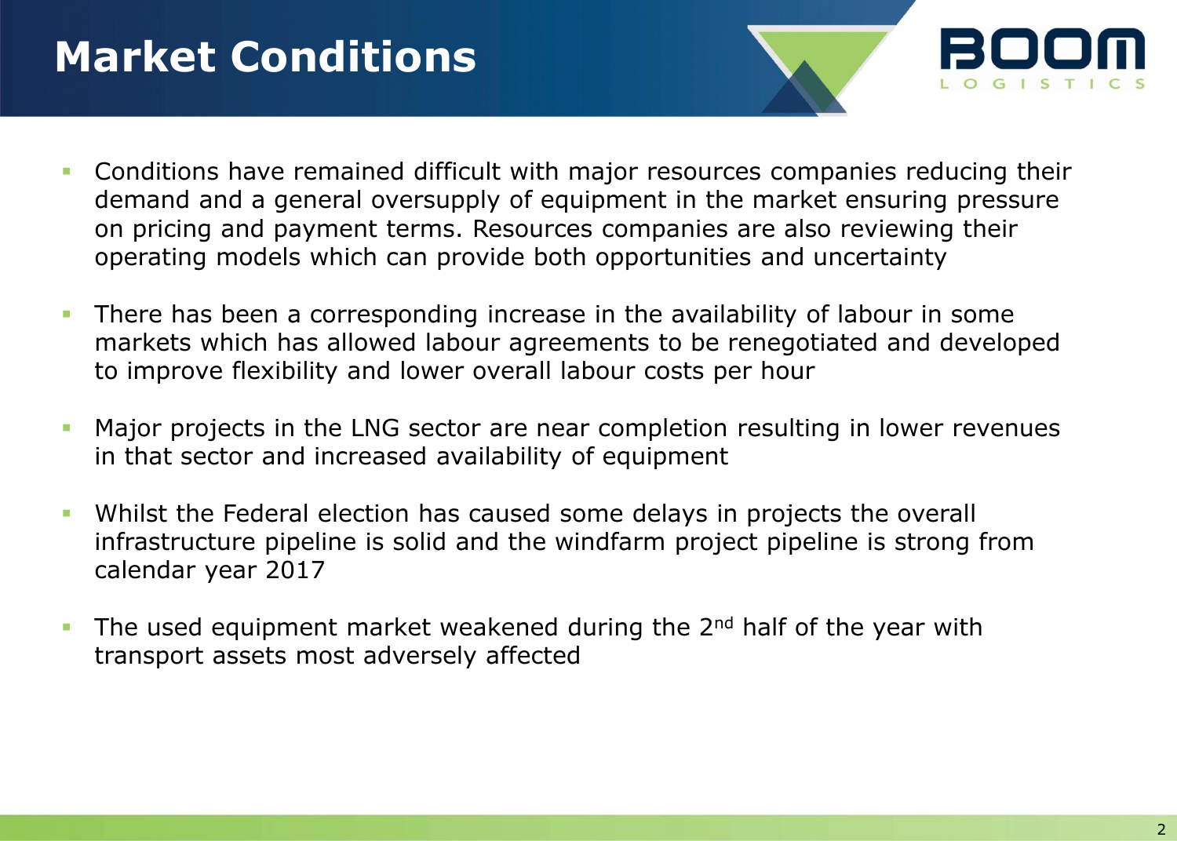# Market Conditions

- Conditions have remained difficult with major resources companies reducing their demand and a general oversupply of equipment in the market ensuring pressure on pricing and payment terms. Resources companies are also reviewing their operating models which can provide both opportunities and uncertainty
- There has been a corresponding increase in the availability of labour in some markets which has allowed labour agreements to be renegotiated and developed to improve flexibility and lower overall labour costs per hour
- Major projects in the LNG sector are near completion resulting in lower revenues in that sector and increased availability of equipment
- Whilst the Federal election has caused some delays in projects the overall infrastructure pipeline is solid and the windfarm project pipeline is strong from calendar year 2017
- The used equipment market weakened during the 2nd half of the year with transport assets most adversely affected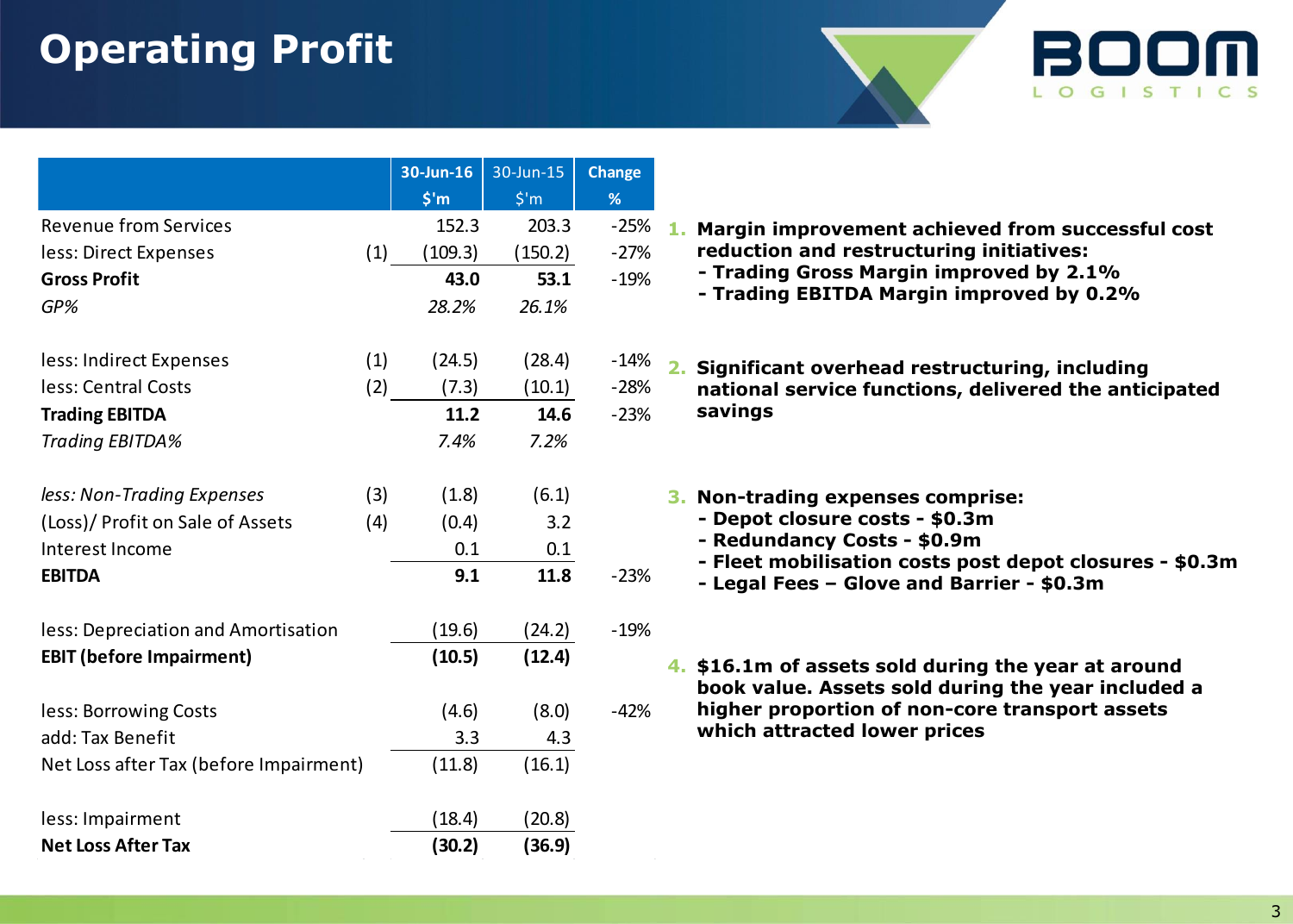# Operating Profit

| | | 30-Jun-16 $'m | 30-Jun-15 $'m | Change % |
|---|---|---|---|---|
| Revenue from Services | | 152.3 | 203.3 | -25% |
| less: Direct Expenses | (1) | (109.3) | (150.2) | -27% |
| **Gross Profit** | | **43.0** | **53.1** | -19% |
| *GP%* | | *28.2%* | *26.1%* | |
| less: Indirect Expenses | (1) | (24.5) | (28.4) | -14% |
| less: Central Costs | (2) | (7.3) | (10.1) | -28% |
| **Trading EBITDA** | | **11.2** | **14.6** | -23% |
| *Trading EBITDA%* | | *7.4%* | *7.2%* | |
| *less: Non-Trading Expenses* | (3) | (1.8) | (6.1) | |
| (Loss)/ Profit on Sale of Assets | (4) | (0.4) | 3.2 | |
| Interest Income | | 0.1 | 0.1 | |
| **EBITDA** | | **9.1** | **11.8** | -23% |
| less: Depreciation and Amortisation | | (19.6) | (24.2) | -19% |
| **EBIT (before Impairment)** | | **(10.5)** | **(12.4)** | |
| less: Borrowing Costs | | (4.6) | (8.0) | -42% |
| add: Tax Benefit | | 3.3 | 4.3 | |
| Net Loss after Tax (before Impairment) | | (11.8) | (16.1) | |
| less: Impairment | | (18.4) | (20.8) | |
| **Net Loss After Tax** | | **(30.2)** | **(36.9)** | |

1. **Margin improvement achieved from successful cost reduction and restructuring initiatives:**
   **- Trading Gross Margin improved by 2.1%**
   **- Trading EBITDA Margin improved by 0.2%**
2. **Significant overhead restructuring, including national service functions, delivered the anticipated savings**
3. **Non-trading expenses comprise:**
   **- Depot closure costs - $0.3m**
   **- Redundancy Costs - $0.9m**
   **- Fleet mobilisation costs post depot closures - $0.3m**
   **- Legal Fees – Glove and Barrier - $0.3m**
4. **$16.1m of assets sold during the year at around book value. Assets sold during the year included a higher proportion of non-core transport assets which attracted lower prices**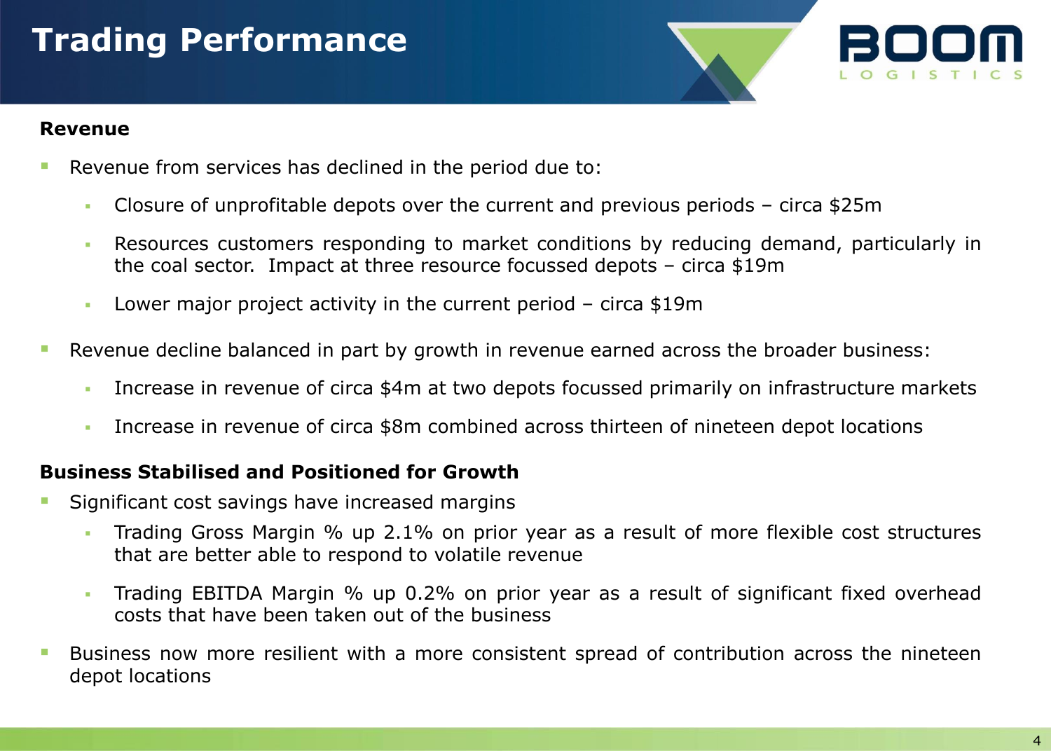# Trading Performance

**Revenue**

- Revenue from services has declined in the period due to:
  - Closure of unprofitable depots over the current and previous periods – circa $25m
  - Resources customers responding to market conditions by reducing demand, particularly in the coal sector. Impact at three resource focussed depots – circa $19m
  - Lower major project activity in the current period – circa $19m
- Revenue decline balanced in part by growth in revenue earned across the broader business:
  - Increase in revenue of circa $4m at two depots focussed primarily on infrastructure markets
  - Increase in revenue of circa $8m combined across thirteen of nineteen depot locations

**Business Stabilised and Positioned for Growth**

- Significant cost savings have increased margins
  - Trading Gross Margin % up 2.1% on prior year as a result of more flexible cost structures that are better able to respond to volatile revenue
  - Trading EBITDA Margin % up 0.2% on prior year as a result of significant fixed overhead costs that have been taken out of the business
- Business now more resilient with a more consistent spread of contribution across the nineteen depot locations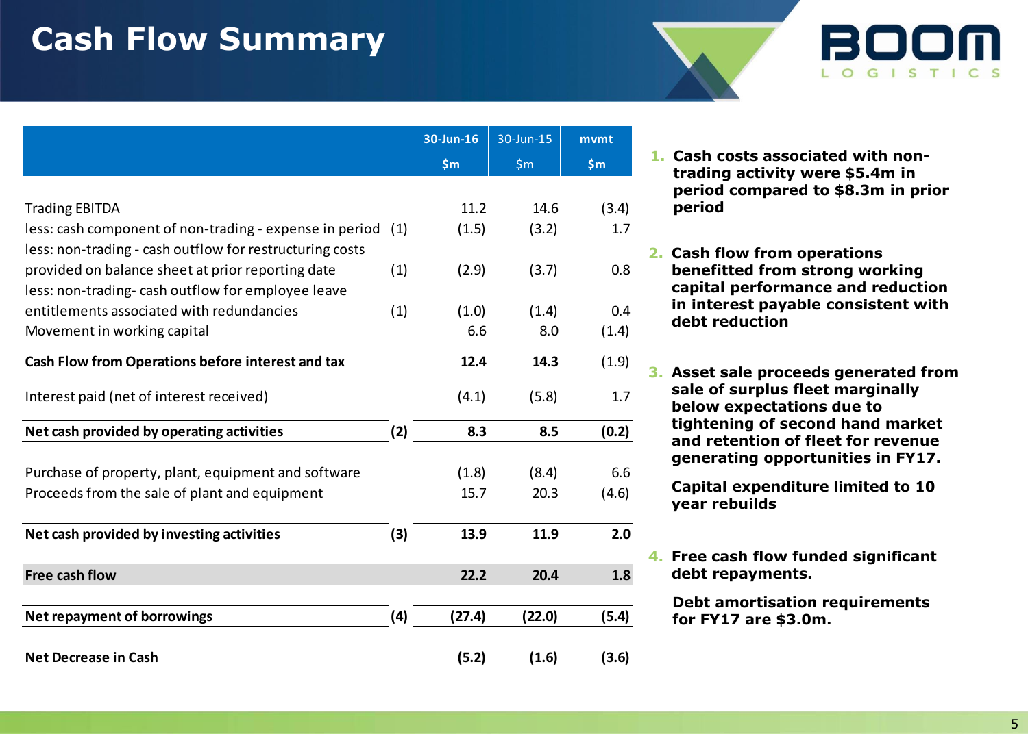# Cash Flow Summary

| | | 30-Jun-16 $m | 30-Jun-15 $m | mvmt $m |
|---|---|---|---|---|
| Trading EBITDA | | 11.2 | 14.6 | (3.4) |
| less: cash component of non-trading - expense in period | (1) | (1.5) | (3.2) | 1.7 |
| less: non-trading - cash outflow for restructuring costs provided on balance sheet at prior reporting date | (1) | (2.9) | (3.7) | 0.8 |
| less: non-trading- cash outflow for employee leave entitlements associated with redundancies | (1) | (1.0) | (1.4) | 0.4 |
| Movement in working capital | | 6.6 | 8.0 | (1.4) |
| **Cash Flow from Operations before interest and tax** | | **12.4** | **14.3** | (1.9) |
| Interest paid (net of interest received) | | (4.1) | (5.8) | 1.7 |
| **Net cash provided by operating activities** | **(2)** | **8.3** | **8.5** | **(0.2)** |
| Purchase of property, plant, equipment and software | | (1.8) | (8.4) | 6.6 |
| Proceeds from the sale of plant and equipment | | 15.7 | 20.3 | (4.6) |
| **Net cash provided by investing activities** | **(3)** | **13.9** | **11.9** | **2.0** |
| **Free cash flow** | | **22.2** | **20.4** | **1.8** |
| **Net repayment of borrowings** | **(4)** | **(27.4)** | **(22.0)** | **(5.4)** |
| **Net Decrease in Cash** | | **(5.2)** | **(1.6)** | **(3.6)** |

1. **Cash costs associated with non-trading activity were $5.4m in period compared to $8.3m in prior period**
2. **Cash flow from operations benefitted from strong working capital performance and reduction in interest payable consistent with debt reduction**
3. **Asset sale proceeds generated from sale of surplus fleet marginally below expectations due to tightening of second hand market and retention of fleet for revenue generating opportunities in FY17.**

   **Capital expenditure limited to 10 year rebuilds**
4. **Free cash flow funded significant debt repayments.**

   **Debt amortisation requirements for FY17 are $3.0m.**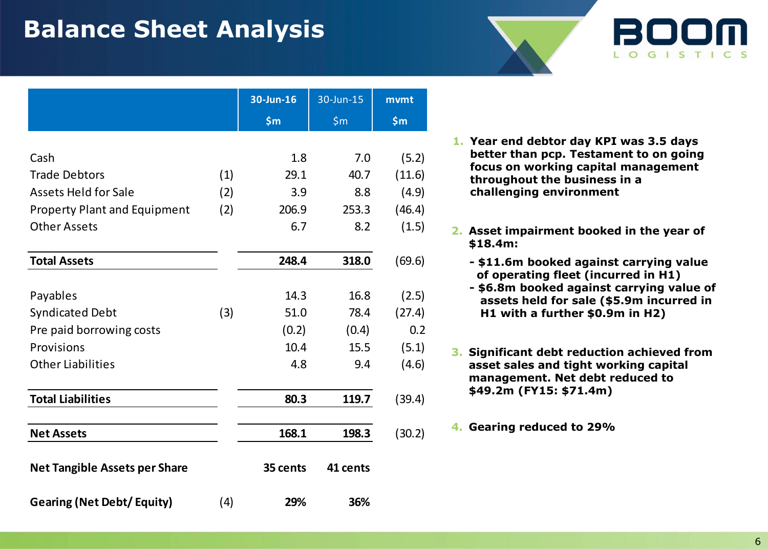# Balance Sheet Analysis

| | | 30-Jun-16 $m | 30-Jun-15 $m | mvmt $m |
|---|---|---|---|---|
| Cash | | 1.8 | 7.0 | (5.2) |
| Trade Debtors | (1) | 29.1 | 40.7 | (11.6) |
| Assets Held for Sale | (2) | 3.9 | 8.8 | (4.9) |
| Property Plant and Equipment | (2) | 206.9 | 253.3 | (46.4) |
| Other Assets | | 6.7 | 8.2 | (1.5) |
| **Total Assets** | | **248.4** | **318.0** | (69.6) |
| Payables | | 14.3 | 16.8 | (2.5) |
| Syndicated Debt | (3) | 51.0 | 78.4 | (27.4) |
| Pre paid borrowing costs | | (0.2) | (0.4) | 0.2 |
| Provisions | | 10.4 | 15.5 | (5.1) |
| Other Liabilities | | 4.8 | 9.4 | (4.6) |
| **Total Liabilities** | | **80.3** | **119.7** | (39.4) |
| **Net Assets** | | **168.1** | **198.3** | (30.2) |
| **Net Tangible Assets per Share** | | **35 cents** | **41 cents** | |
| **Gearing (Net Debt/ Equity)** | (4) | **29%** | **36%** | |

1. **Year end debtor day KPI was 3.5 days better than pcp. Testament to on going focus on working capital management throughout the business in a challenging environment**
2. **Asset impairment booked in the year of $18.4m:**
   - **$11.6m booked against carrying value of operating fleet (incurred in H1)**
   - **$6.8m booked against carrying value of assets held for sale ($5.9m incurred in H1 with a further $0.9m in H2)**
3. **Significant debt reduction achieved from asset sales and tight working capital management. Net debt reduced to $49.2m (FY15: $71.4m)**
4. **Gearing reduced to 29%**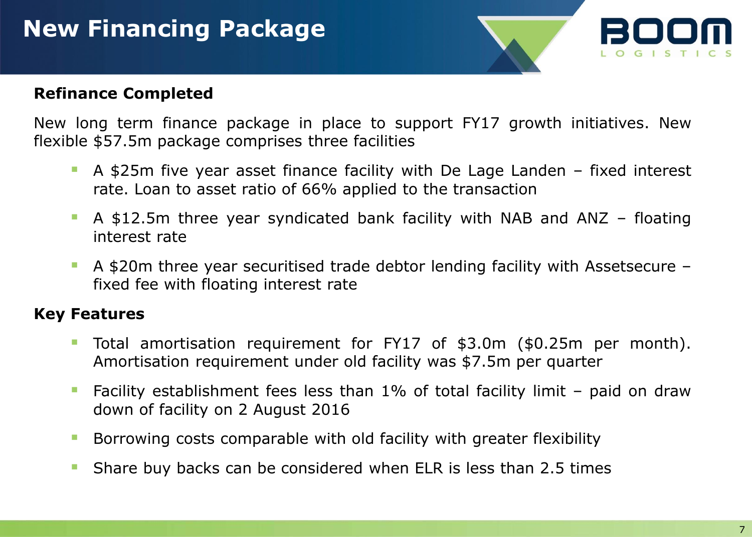# New Financing Package

**Refinance Completed**

New long term finance package in place to support FY17 growth initiatives. New flexible $57.5m package comprises three facilities

- A $25m five year asset finance facility with De Lage Landen – fixed interest rate. Loan to asset ratio of 66% applied to the transaction
- A $12.5m three year syndicated bank facility with NAB and ANZ – floating interest rate
- A $20m three year securitised trade debtor lending facility with Assetsecure – fixed fee with floating interest rate

**Key Features**

- Total amortisation requirement for FY17 of $3.0m ($0.25m per month). Amortisation requirement under old facility was $7.5m per quarter
- Facility establishment fees less than 1% of total facility limit – paid on draw down of facility on 2 August 2016
- Borrowing costs comparable with old facility with greater flexibility
- Share buy backs can be considered when ELR is less than 2.5 times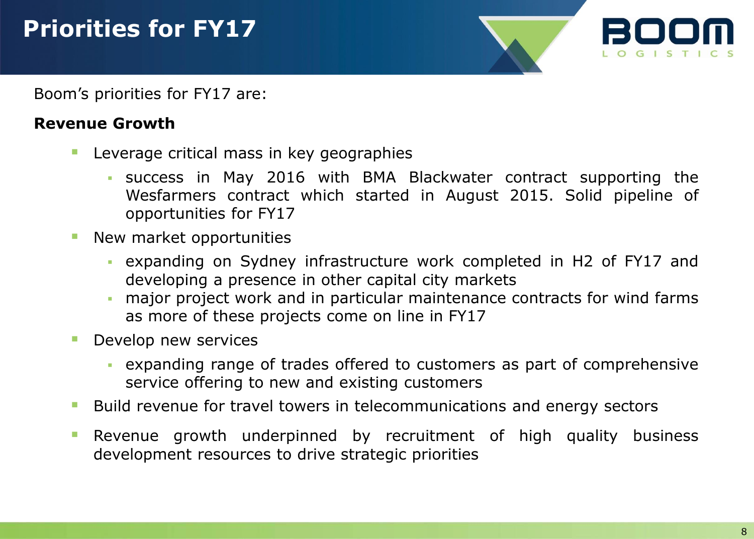# Priorities for FY17

Boom's priorities for FY17 are:

**Revenue Growth**

- Leverage critical mass in key geographies
  - success in May 2016 with BMA Blackwater contract supporting the Wesfarmers contract which started in August 2015. Solid pipeline of opportunities for FY17
- New market opportunities
  - expanding on Sydney infrastructure work completed in H2 of FY17 and developing a presence in other capital city markets
  - major project work and in particular maintenance contracts for wind farms as more of these projects come on line in FY17
- Develop new services
  - expanding range of trades offered to customers as part of comprehensive service offering to new and existing customers
- Build revenue for travel towers in telecommunications and energy sectors
- Revenue growth underpinned by recruitment of high quality business development resources to drive strategic priorities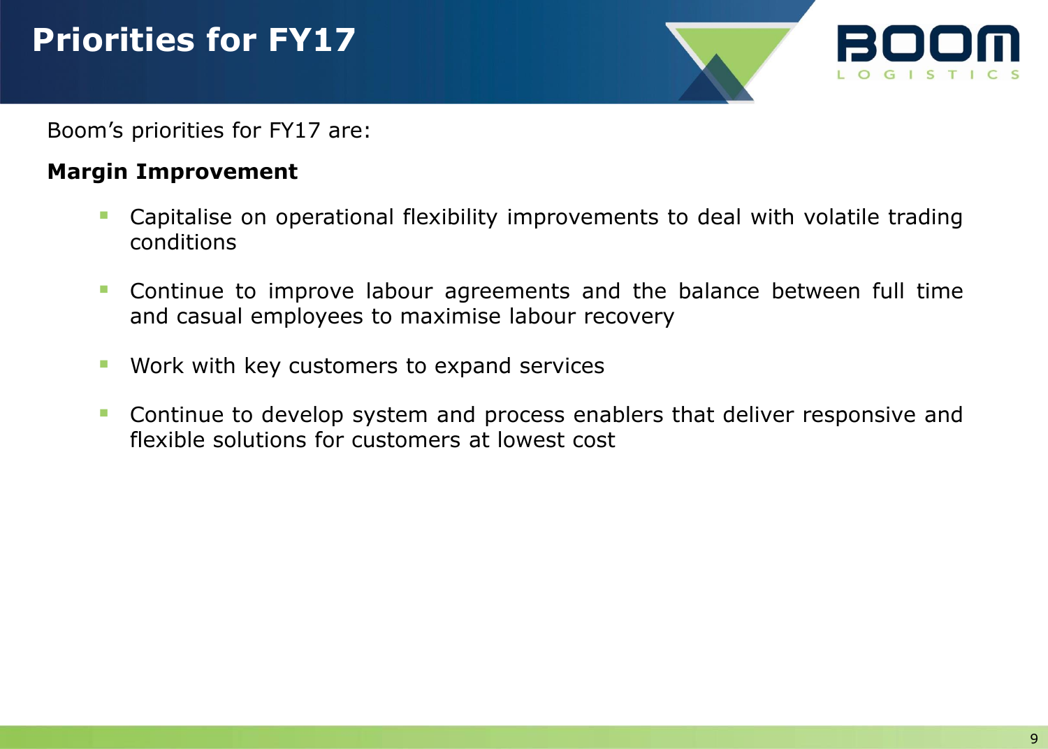# Priorities for FY17

Boom's priorities for FY17 are:

**Margin Improvement**

- Capitalise on operational flexibility improvements to deal with volatile trading conditions
- Continue to improve labour agreements and the balance between full time and casual employees to maximise labour recovery
- Work with key customers to expand services
- Continue to develop system and process enablers that deliver responsive and flexible solutions for customers at lowest cost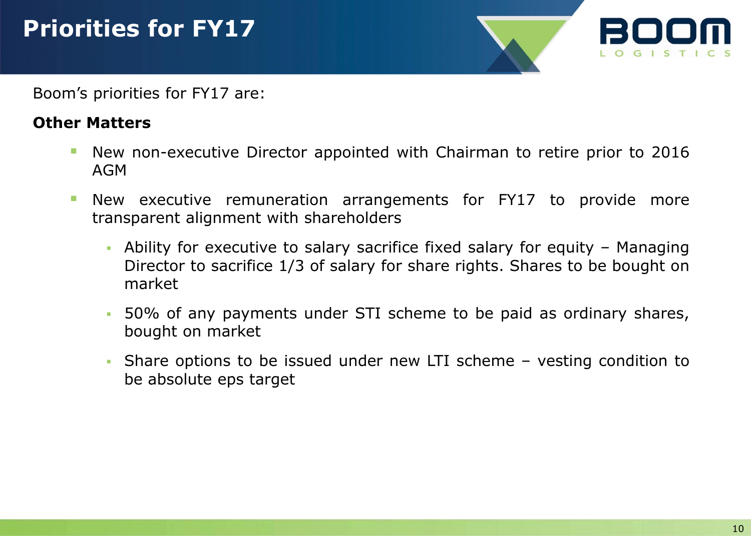# Priorities for FY17

Boom's priorities for FY17 are:

**Other Matters**

- New non-executive Director appointed with Chairman to retire prior to 2016 AGM
- New executive remuneration arrangements for FY17 to provide more transparent alignment with shareholders
  - Ability for executive to salary sacrifice fixed salary for equity – Managing Director to sacrifice 1/3 of salary for share rights. Shares to be bought on market
  - 50% of any payments under STI scheme to be paid as ordinary shares, bought on market
  - Share options to be issued under new LTI scheme – vesting condition to be absolute eps target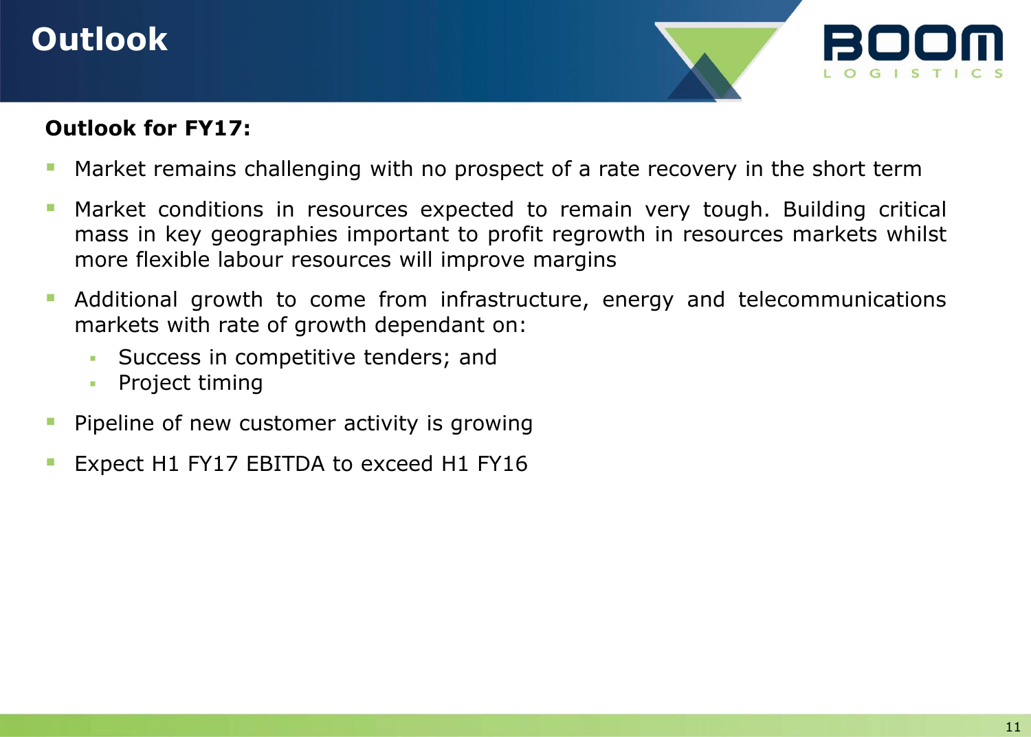# Outlook

**Outlook for FY17:**

- Market remains challenging with no prospect of a rate recovery in the short term
- Market conditions in resources expected to remain very tough. Building critical mass in key geographies important to profit regrowth in resources markets whilst more flexible labour resources will improve margins
- Additional growth to come from infrastructure, energy and telecommunications markets with rate of growth dependant on:
  - Success in competitive tenders; and
  - Project timing
- Pipeline of new customer activity is growing
- Expect H1 FY17 EBITDA to exceed H1 FY16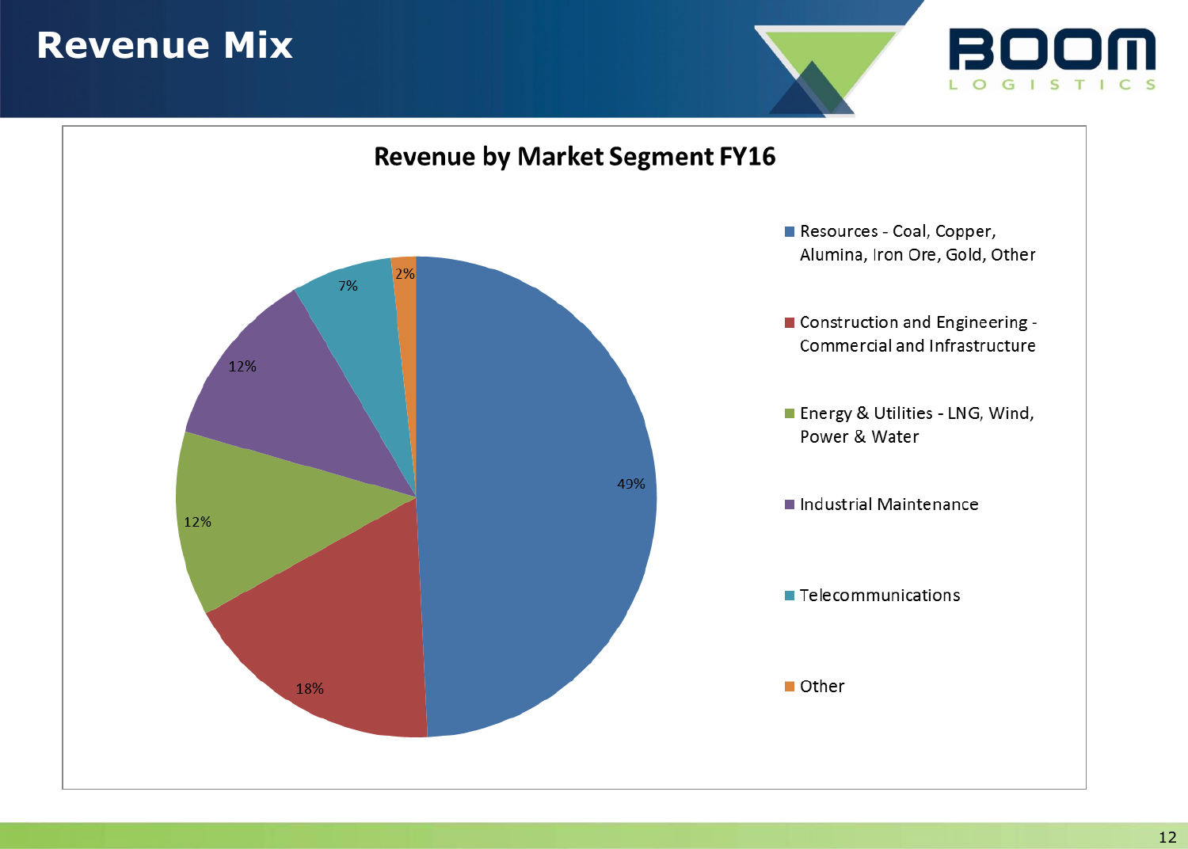# Revenue Mix

## Revenue by Market Segment FY16

49%
18%
12%
12%
7%
2%

- Resources - Coal, Copper, Alumina, Iron Ore, Gold, Other
- Construction and Engineering - Commercial and Infrastructure
- Energy & Utilities - LNG, Wind, Power & Water
- Industrial Maintenance
- Telecommunications
- Other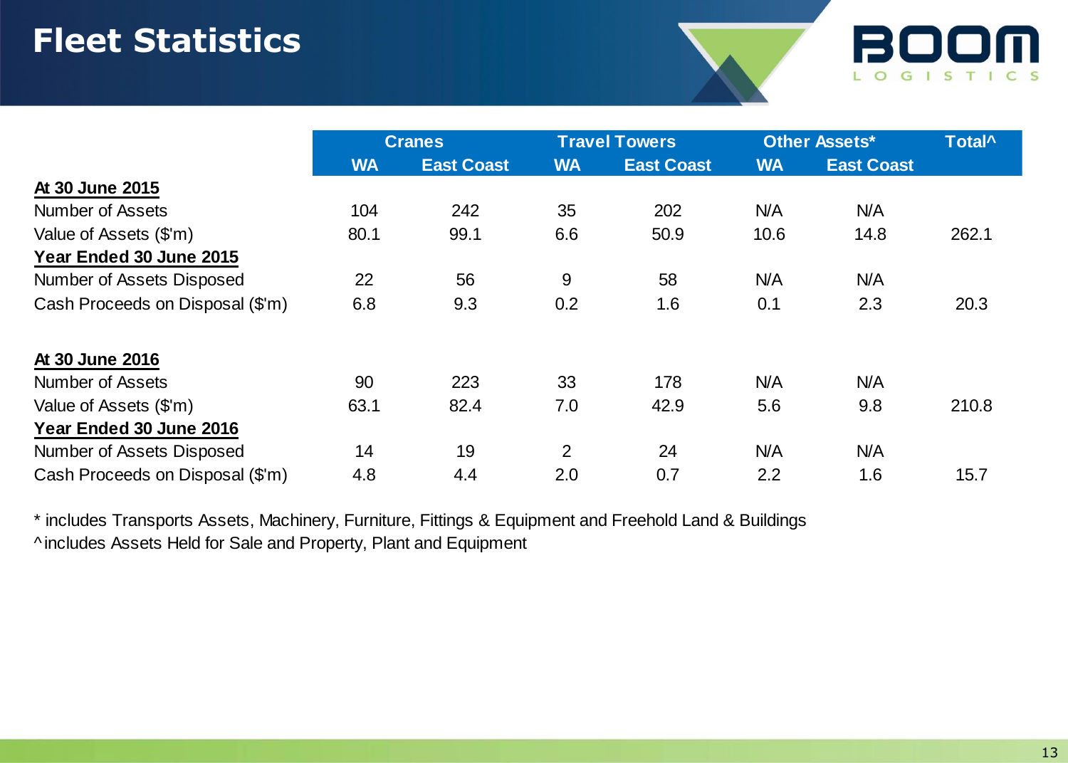# Fleet Statistics

| | Cranes | | Travel Towers | | Other Assets* | | Total^ |
|---|---|---|---|---|---|---|---|
| | WA | East Coast | WA | East Coast | WA | East Coast | |
| **At 30 June 2015** | | | | | | | |
| Number of Assets | 104 | 242 | 35 | 202 | N/A | N/A | |
| Value of Assets ($'m) | 80.1 | 99.1 | 6.6 | 50.9 | 10.6 | 14.8 | 262.1 |
| **Year Ended 30 June 2015** | | | | | | | |
| Number of Assets Disposed | 22 | 56 | 9 | 58 | N/A | N/A | |
| Cash Proceeds on Disposal ($'m) | 6.8 | 9.3 | 0.2 | 1.6 | 0.1 | 2.3 | 20.3 |
| **At 30 June 2016** | | | | | | | |
| Number of Assets | 90 | 223 | 33 | 178 | N/A | N/A | |
| Value of Assets ($'m) | 63.1 | 82.4 | 7.0 | 42.9 | 5.6 | 9.8 | 210.8 |
| **Year Ended 30 June 2016** | | | | | | | |
| Number of Assets Disposed | 14 | 19 | 2 | 24 | N/A | N/A | |
| Cash Proceeds on Disposal ($'m) | 4.8 | 4.4 | 2.0 | 0.7 | 2.2 | 1.6 | 15.7 |

* includes Transports Assets, Machinery, Furniture, Fittings & Equipment and Freehold Land & Buildings

^ includes Assets Held for Sale and Property, Plant and Equipment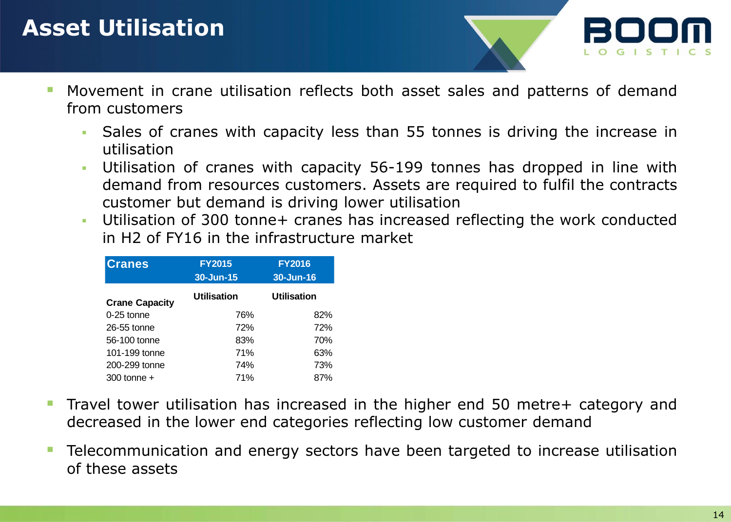# Asset Utilisation

- Movement in crane utilisation reflects both asset sales and patterns of demand from customers
  - Sales of cranes with capacity less than 55 tonnes is driving the increase in utilisation
  - Utilisation of cranes with capacity 56-199 tonnes has dropped in line with demand from resources customers. Assets are required to fulfil the contracts customer but demand is driving lower utilisation
  - Utilisation of 300 tonne+ cranes has increased reflecting the work conducted in H2 of FY16 in the infrastructure market

| Cranes | FY2015 30-Jun-15 | FY2016 30-Jun-16 |
|---|---|---|
| Crane Capacity | Utilisation | Utilisation |
| 0-25 tonne | 76% | 82% |
| 26-55 tonne | 72% | 72% |
| 56-100 tonne | 83% | 70% |
| 101-199 tonne | 71% | 63% |
| 200-299 tonne | 74% | 73% |
| 300 tonne + | 71% | 87% |

- Travel tower utilisation has increased in the higher end 50 metre+ category and decreased in the lower end categories reflecting low customer demand
- Telecommunication and energy sectors have been targeted to increase utilisation of these assets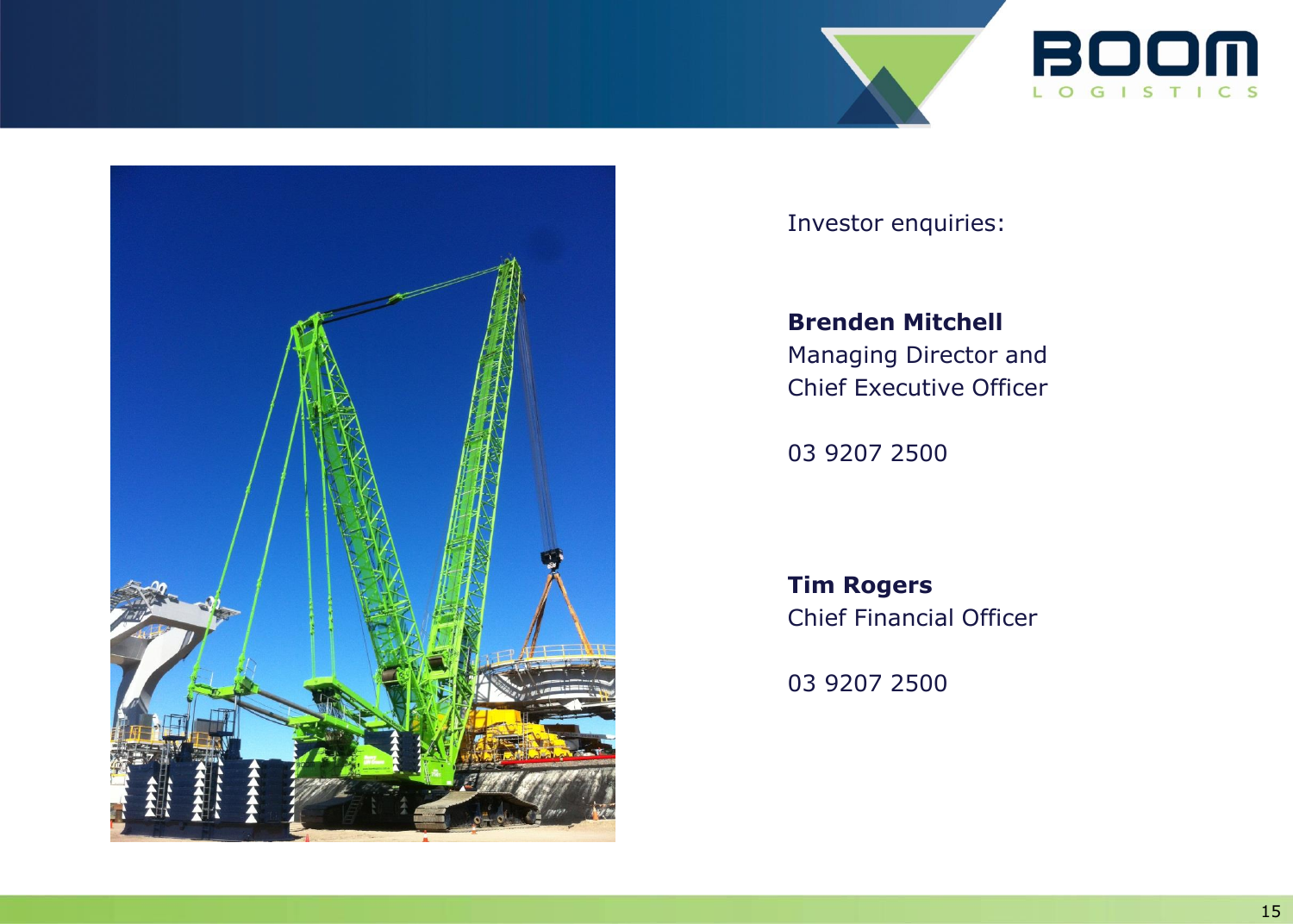Investor enquiries:

**Brenden Mitchell**
Managing Director and
Chief Executive Officer

03 9207 2500

**Tim Rogers**
Chief Financial Officer

03 9207 2500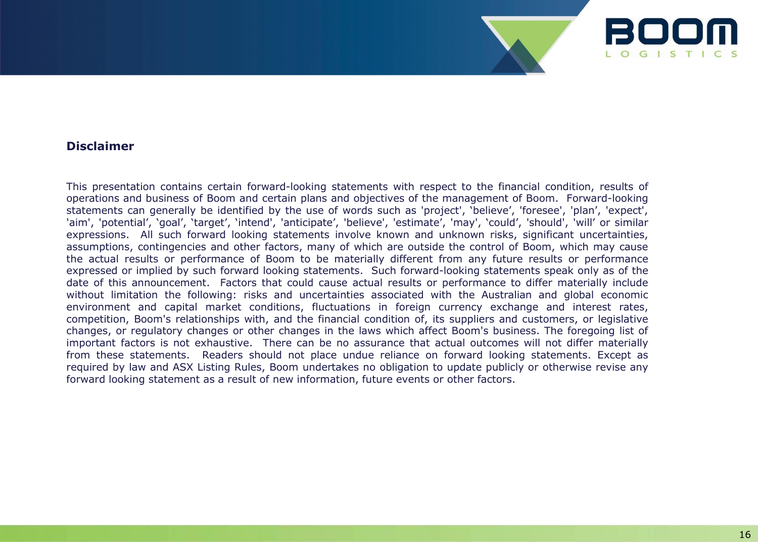**Disclaimer**

This presentation contains certain forward-looking statements with respect to the financial condition, results of operations and business of Boom and certain plans and objectives of the management of Boom. Forward-looking statements can generally be identified by the use of words such as 'project', 'believe', 'foresee', 'plan', 'expect', 'aim', 'potential', 'goal', 'target', 'intend', 'anticipate', 'believe', 'estimate', 'may', 'could', 'should', 'will' or similar expressions. All such forward looking statements involve known and unknown risks, significant uncertainties, assumptions, contingencies and other factors, many of which are outside the control of Boom, which may cause the actual results or performance of Boom to be materially different from any future results or performance expressed or implied by such forward looking statements. Such forward-looking statements speak only as of the date of this announcement. Factors that could cause actual results or performance to differ materially include without limitation the following: risks and uncertainties associated with the Australian and global economic environment and capital market conditions, fluctuations in foreign currency exchange and interest rates, competition, Boom's relationships with, and the financial condition of, its suppliers and customers, or legislative changes, or regulatory changes or other changes in the laws which affect Boom's business. The foregoing list of important factors is not exhaustive. There can be no assurance that actual outcomes will not differ materially from these statements. Readers should not place undue reliance on forward looking statements. Except as required by law and ASX Listing Rules, Boom undertakes no obligation to update publicly or otherwise revise any forward looking statement as a result of new information, future events or other factors.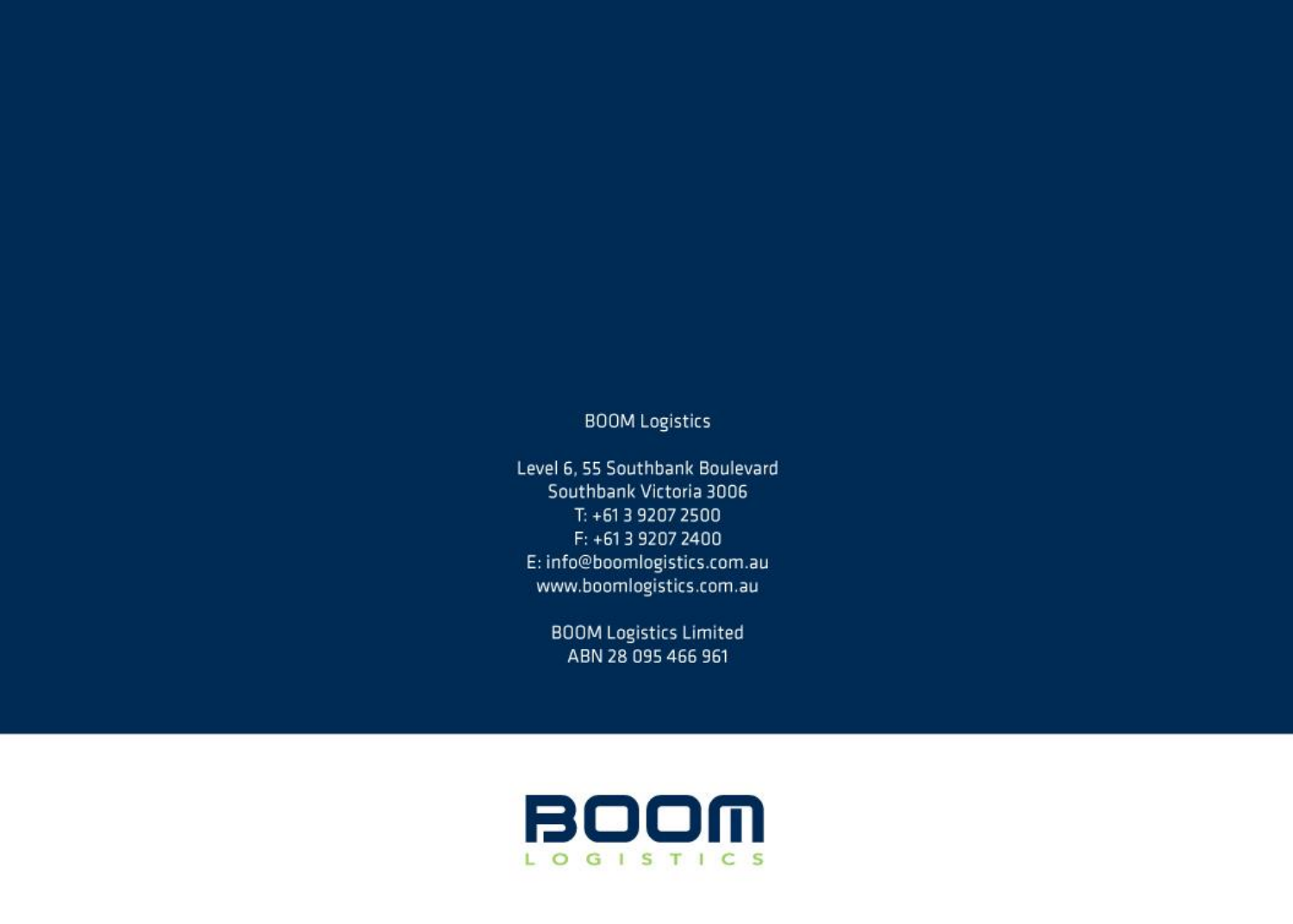BOOM Logistics

Level 6, 55 Southbank Boulevard
Southbank Victoria 3006
T: +61 3 9207 2500
F: +61 3 9207 2400
E: info@boomlogistics.com.au
www.boomlogistics.com.au

BOOM Logistics Limited
ABN 28 095 466 961

BOOM
LOGISTICS